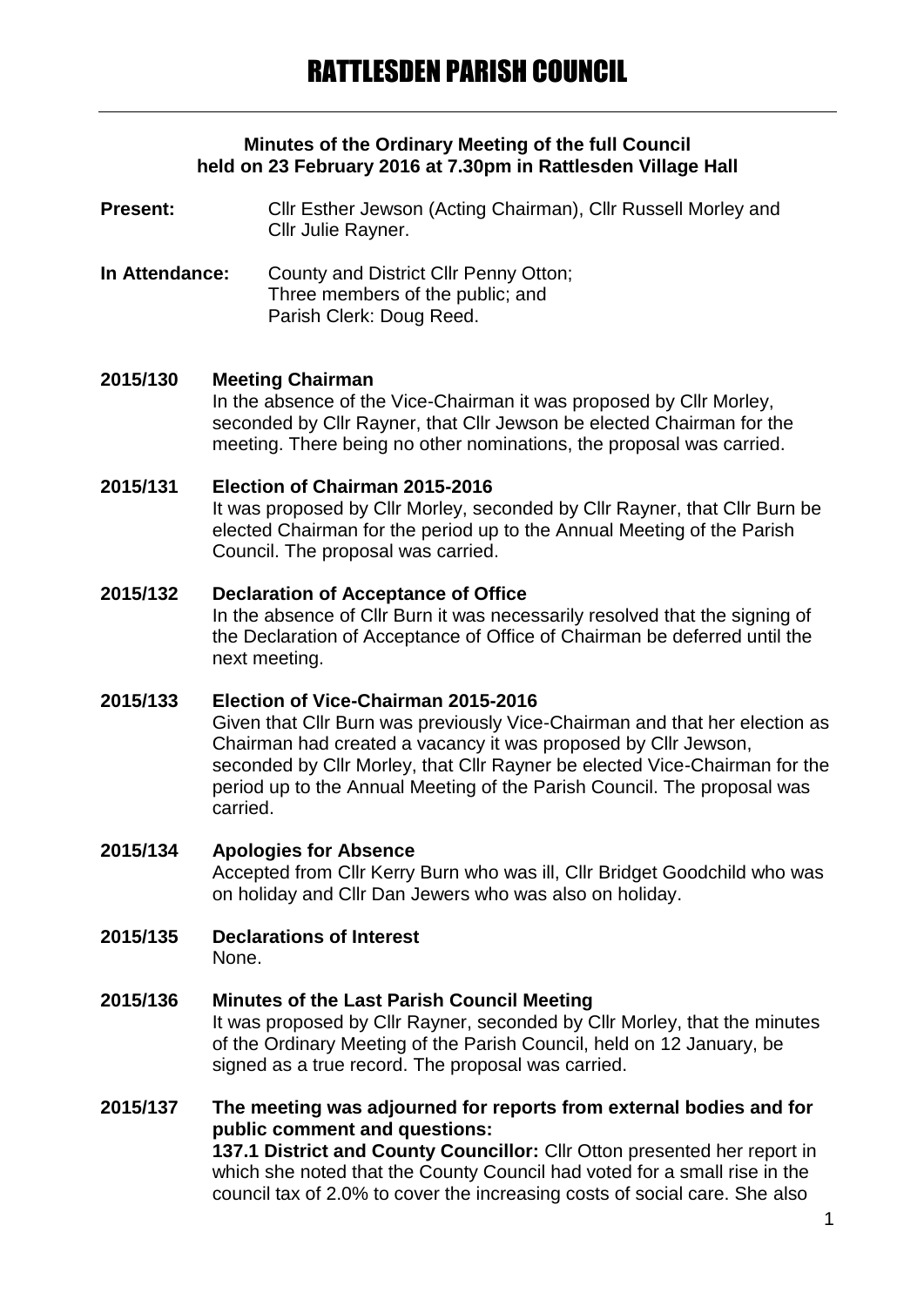# RATTLESDEN PARISH COUNCIL

**Minutes of the Ordinary Meeting of the full Council held on 23 February 2016 at 7.30pm in Rattlesden Village Hall**

**Present:** Cllr Esther Jewson (Acting Chairman), Cllr Russell Morley and Cllr Julie Rayner.

**In Attendance:** County and District Cllr Penny Otton; Three members of the public; and Parish Clerk: Doug Reed.

**2015/130 Meeting Chairman**

In the absence of the Vice-Chairman it was proposed by Cllr Morley, seconded by Cllr Rayner, that Cllr Jewson be elected Chairman for the meeting. There being no other nominations, the proposal was carried.

**2015/131 Election of Chairman 2015-2016**

It was proposed by Cllr Morley, seconded by Cllr Rayner, that Cllr Burn be elected Chairman for the period up to the Annual Meeting of the Parish Council. The proposal was carried.

**2015/132 Declaration of Acceptance of Office**

In the absence of Cllr Burn it was necessarily resolved that the signing of the Declaration of Acceptance of Office of Chairman be deferred until the next meeting.

**2015/133 Election of Vice-Chairman 2015-2016**

Given that Cllr Burn was previously Vice-Chairman and that her election as Chairman had created a vacancy it was proposed by Cllr Jewson, seconded by Cllr Morley, that Cllr Rayner be elected Vice-Chairman for the period up to the Annual Meeting of the Parish Council. The proposal was carried.

**2015/134 Apologies for Absence**

Accepted from Cllr Kerry Burn who was ill, Cllr Bridget Goodchild who was on holiday and Cllr Dan Jewers who was also on holiday.

**2015/135 Declarations of Interest**

None.

**2015/136 Minutes of the Last Parish Council Meeting**

It was proposed by Cllr Rayner, seconded by Cllr Morley, that the minutes of the Ordinary Meeting of the Parish Council, held on 12 January, be signed as a true record. The proposal was carried.

**2015/137 The meeting was adjourned for reports from external bodies and for public comment and questions:**

**137.1 District and County Councillor:** Cllr Otton presented her report in which she noted that the County Council had voted for a small rise in the council tax of 2.0% to cover the increasing costs of social care. She also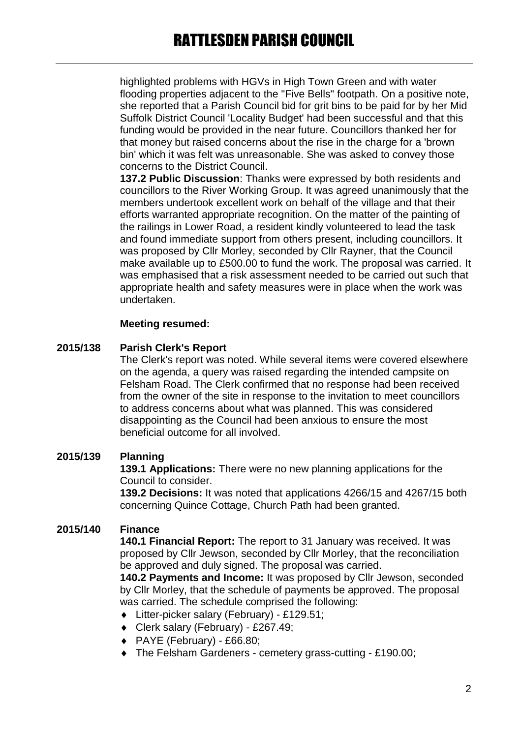highlighted problems with HGVs in High Town Green and with water flooding properties adjacent to the "Five Bells" footpath. On a positive note, she reported that a Parish Council bid for grit bins to be paid for by her Mid Suffolk District Council 'Locality Budget' had been successful and that this funding would be provided in the near future. Councillors thanked her for that money but raised concerns about the rise in the charge for a 'brown bin' which it was felt was unreasonable. She was asked to convey those concerns to the District Council.

**137.2 Public Discussion**: Thanks were expressed by both residents and councillors to the River Working Group. It was agreed unanimously that the members undertook excellent work on behalf of the village and that their efforts warranted appropriate recognition. On the matter of the painting of the railings in Lower Road, a resident kindly volunteered to lead the task and found immediate support from others present, including councillors. It was proposed by Cllr Morley, seconded by Cllr Rayner, that the Council make available up to £500.00 to fund the work. The proposal was carried. It was emphasised that a risk assessment needed to be carried out such that appropriate health and safety measures were in place when the work was undertaken.

**Meeting resumed:**

**2015/138 Parish Clerk's Report**

The Clerk's report was noted. While several items were covered elsewhere on the agenda, a query was raised regarding the intended campsite on Felsham Road. The Clerk confirmed that no response had been received from the owner of the site in response to the invitation to meet councillors to address concerns about what was planned. This was considered disappointing as the Council had been anxious to ensure the most beneficial outcome for all involved.

**2015/139 Planning**

**139.1 Applications:** There were no new planning applications for the Council to consider.

**139.2 Decisions:** It was noted that applications 4266/15 and 4267/15 both concerning Quince Cottage, Church Path had been granted.

**2015/140 Finance**

**140.1 Financial Report:** The report to 31 January was received. It was proposed by Cllr Jewson, seconded by Cllr Morley, that the reconciliation be approved and duly signed. The proposal was carried.

**140.2 Payments and Income:** It was proposed by Cllr Jewson, seconded by Cllr Morley, that the schedule of payments be approved. The proposal was carried. The schedule comprised the following:

- Litter-picker salary (February) - £129.51;
- Clerk salary (February) - £267.49;
- PAYE (February) - £66.80;
- The Felsham Gardeners - cemetery grass-cutting - £190.00;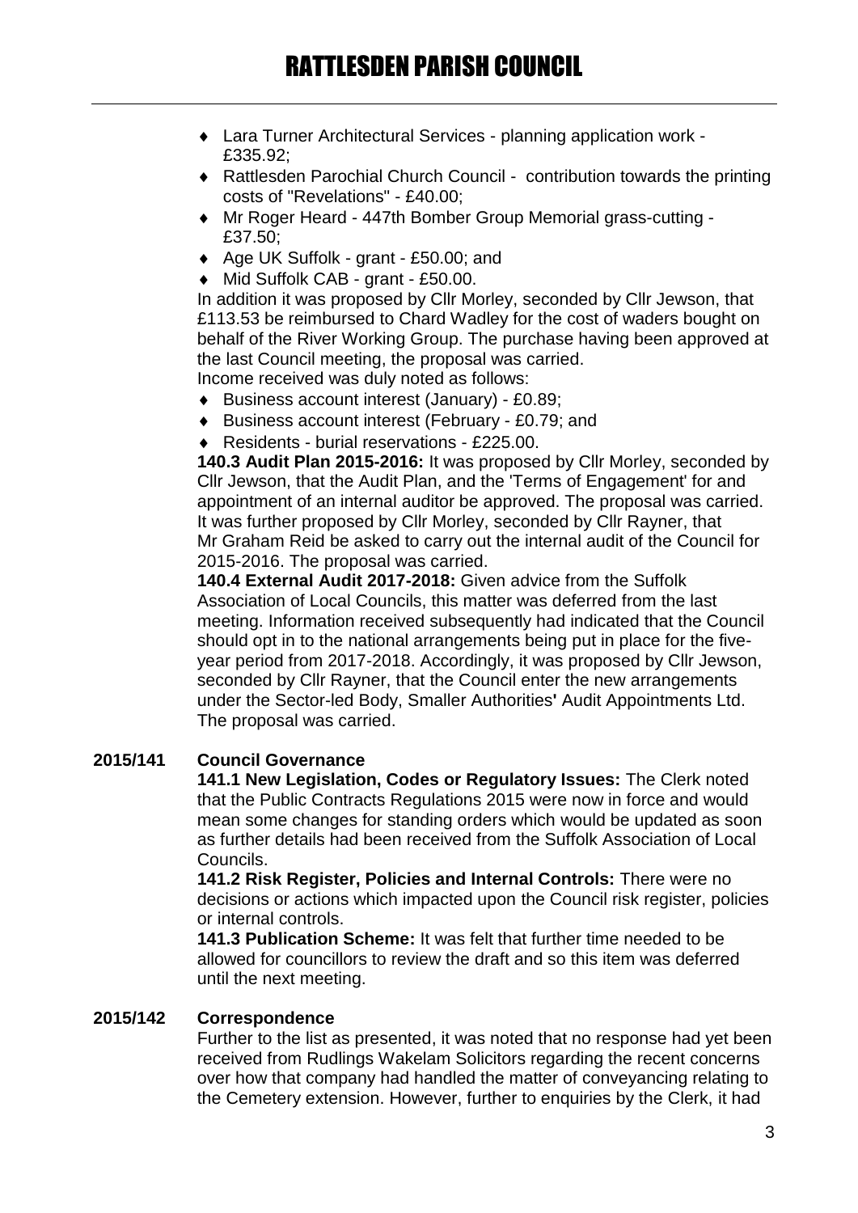- Lara Turner Architectural Services - planning application work - £335.92;
- Rattlesden Parochial Church Council - contribution towards the printing costs of "Revelations" - £40.00;
- Mr Roger Heard - 447th Bomber Group Memorial grass-cutting - £37.50;
- Age UK Suffolk - grant - £50.00; and
- Mid Suffolk CAB - grant - £50.00.

In addition it was proposed by Cllr Morley, seconded by Cllr Jewson, that £113.53 be reimbursed to Chard Wadley for the cost of waders bought on behalf of the River Working Group. The purchase having been approved at the last Council meeting, the proposal was carried.

Income received was duly noted as follows:

- Business account interest (January) - £0.89;
- Business account interest (February - £0.79; and
- Residents - burial reservations - £225.00.

**140.3 Audit Plan 2015-2016:** It was proposed by Cllr Morley, seconded by Cllr Jewson, that the Audit Plan, and the 'Terms of Engagement' for and appointment of an internal auditor be approved. The proposal was carried. It was further proposed by Cllr Morley, seconded by Cllr Rayner, that Mr Graham Reid be asked to carry out the internal audit of the Council for 2015-2016. The proposal was carried.

**140.4 External Audit 2017-2018:** Given advice from the Suffolk Association of Local Councils, this matter was deferred from the last meeting. Information received subsequently had indicated that the Council should opt in to the national arrangements being put in place for the five-year period from 2017-2018. Accordingly, it was proposed by Cllr Jewson, seconded by Cllr Rayner, that the Council enter the new arrangements under the Sector-led Body, Smaller Authorities**'** Audit Appointments Ltd. The proposal was carried.

## 2015/141 Council Governance

**141.1 New Legislation, Codes or Regulatory Issues:** The Clerk noted that the Public Contracts Regulations 2015 were now in force and would mean some changes for standing orders which would be updated as soon as further details had been received from the Suffolk Association of Local Councils.

**141.2 Risk Register, Policies and Internal Controls:** There were no decisions or actions which impacted upon the Council risk register, policies or internal controls.

**141.3 Publication Scheme:** It was felt that further time needed to be allowed for councillors to review the draft and so this item was deferred until the next meeting.

## 2015/142 Correspondence

Further to the list as presented, it was noted that no response had yet been received from Rudlings Wakelam Solicitors regarding the recent concerns over how that company had handled the matter of conveyancing relating to the Cemetery extension. However, further to enquiries by the Clerk, it had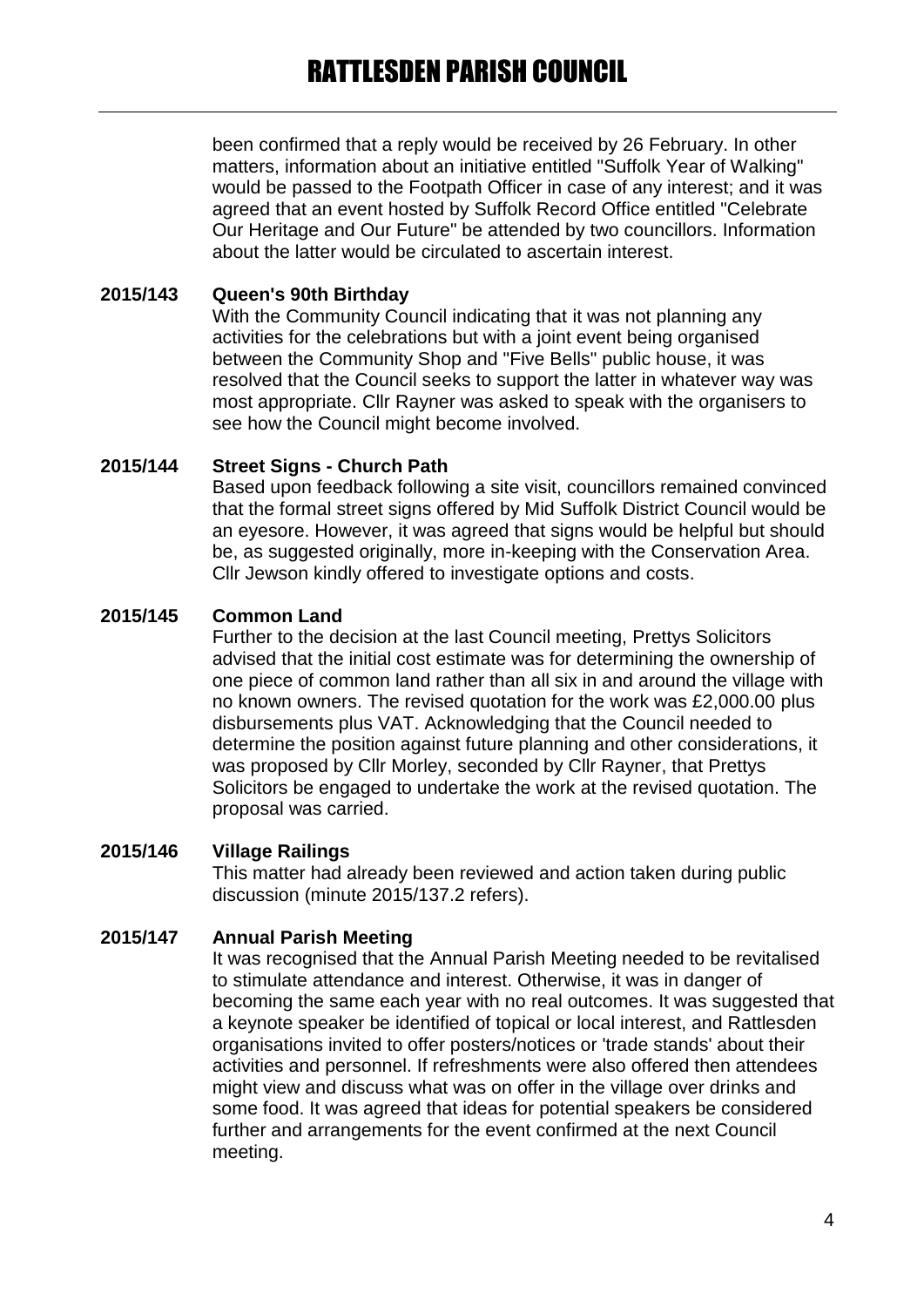been confirmed that a reply would be received by 26 February. In other matters, information about an initiative entitled "Suffolk Year of Walking" would be passed to the Footpath Officer in case of any interest; and it was agreed that an event hosted by Suffolk Record Office entitled "Celebrate Our Heritage and Our Future" be attended by two councillors. Information about the latter would be circulated to ascertain interest.

**2015/143 Queen's 90th Birthday**

With the Community Council indicating that it was not planning any activities for the celebrations but with a joint event being organised between the Community Shop and "Five Bells" public house, it was resolved that the Council seeks to support the latter in whatever way was most appropriate. Cllr Rayner was asked to speak with the organisers to see how the Council might become involved.

**2015/144 Street Signs - Church Path**

Based upon feedback following a site visit, councillors remained convinced that the formal street signs offered by Mid Suffolk District Council would be an eyesore. However, it was agreed that signs would be helpful but should be, as suggested originally, more in-keeping with the Conservation Area. Cllr Jewson kindly offered to investigate options and costs.

**2015/145 Common Land**

Further to the decision at the last Council meeting, Prettys Solicitors advised that the initial cost estimate was for determining the ownership of one piece of common land rather than all six in and around the village with no known owners. The revised quotation for the work was £2,000.00 plus disbursements plus VAT. Acknowledging that the Council needed to determine the position against future planning and other considerations, it was proposed by Cllr Morley, seconded by Cllr Rayner, that Prettys Solicitors be engaged to undertake the work at the revised quotation. The proposal was carried.

**2015/146 Village Railings**

This matter had already been reviewed and action taken during public discussion (minute 2015/137.2 refers).

**2015/147 Annual Parish Meeting**

It was recognised that the Annual Parish Meeting needed to be revitalised to stimulate attendance and interest. Otherwise, it was in danger of becoming the same each year with no real outcomes. It was suggested that a keynote speaker be identified of topical or local interest, and Rattlesden organisations invited to offer posters/notices or 'trade stands' about their activities and personnel. If refreshments were also offered then attendees might view and discuss what was on offer in the village over drinks and some food. It was agreed that ideas for potential speakers be considered further and arrangements for the event confirmed at the next Council meeting.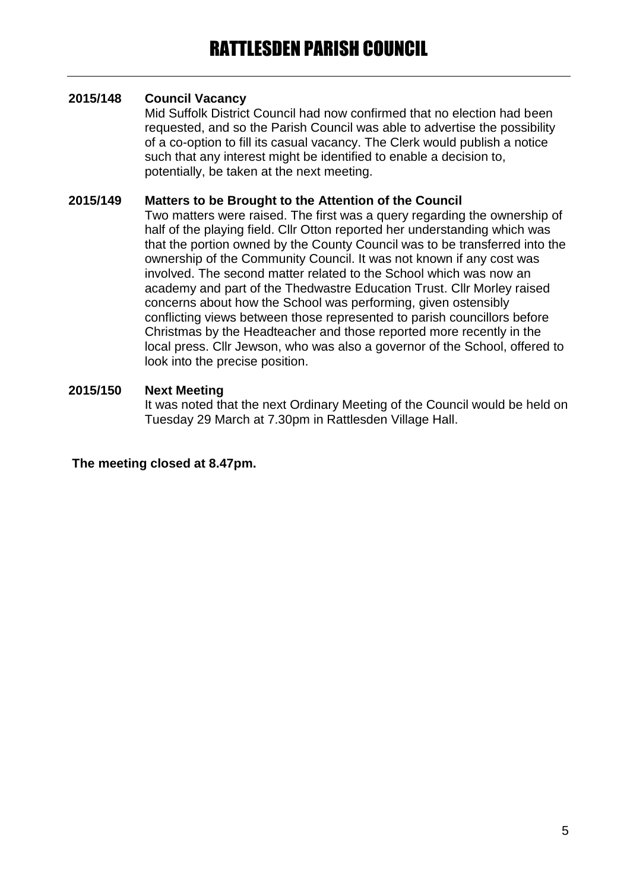**2015/148 Council Vacancy**

Mid Suffolk District Council had now confirmed that no election had been requested, and so the Parish Council was able to advertise the possibility of a co-option to fill its casual vacancy. The Clerk would publish a notice such that any interest might be identified to enable a decision to, potentially, be taken at the next meeting.

**2015/149 Matters to be Brought to the Attention of the Council**

Two matters were raised. The first was a query regarding the ownership of half of the playing field. Cllr Otton reported her understanding which was that the portion owned by the County Council was to be transferred into the ownership of the Community Council. It was not known if any cost was involved. The second matter related to the School which was now an academy and part of the Thedwastre Education Trust. Cllr Morley raised concerns about how the School was performing, given ostensibly conflicting views between those represented to parish councillors before Christmas by the Headteacher and those reported more recently in the local press. Cllr Jewson, who was also a governor of the School, offered to look into the precise position.

**2015/150 Next Meeting**

It was noted that the next Ordinary Meeting of the Council would be held on Tuesday 29 March at 7.30pm in Rattlesden Village Hall.

**The meeting closed at 8.47pm.**